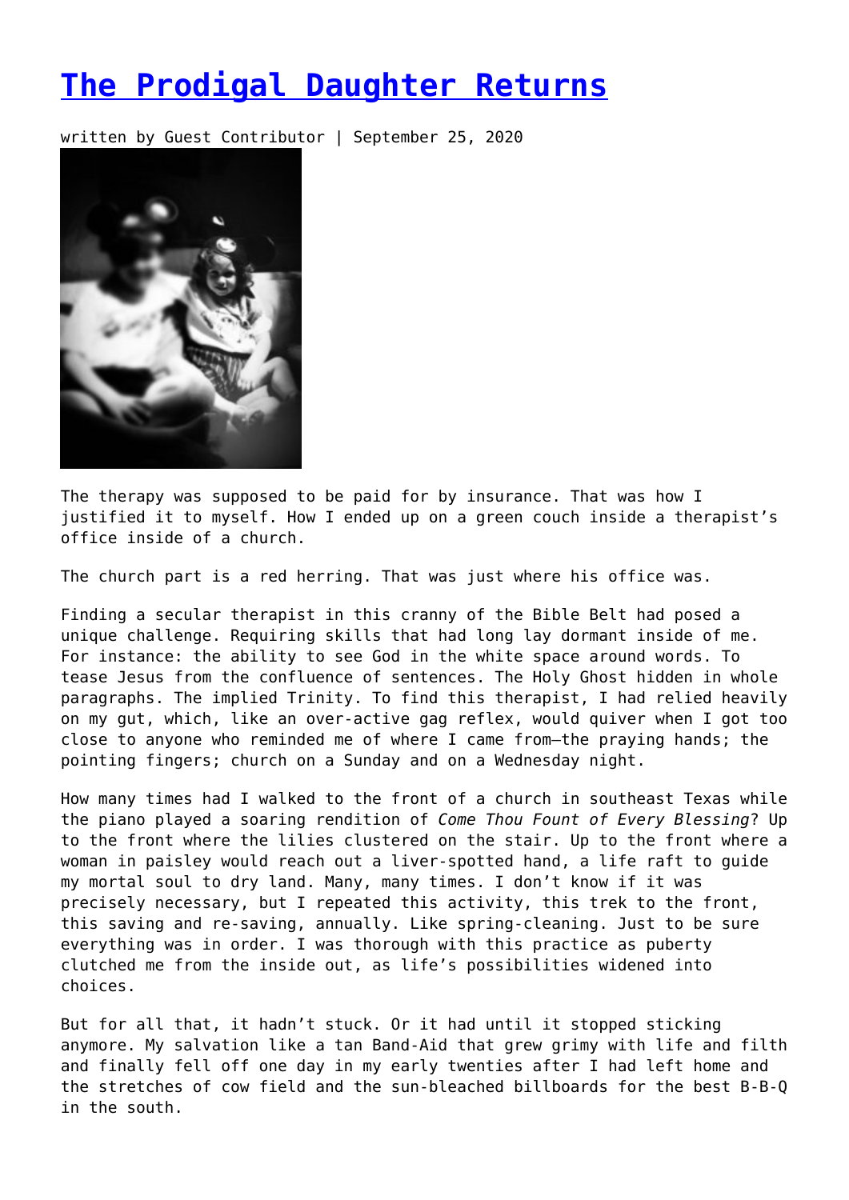# [The Prodigal Daughter Returns]

written by Guest Contributor | September 25, 2020

The therapy was supposed to be paid for by insurance. That was how I justified it to myself. How I ended up on a green couch inside a therapist's office inside of a church.

The church part is a red herring. That was just where his office was.

Finding a secular therapist in this cranny of the Bible Belt had posed a unique challenge. Requiring skills that had long lay dormant inside of me. For instance: the ability to see God in the white space around words. To tease Jesus from the confluence of sentences. The Holy Ghost hidden in whole paragraphs. The implied Trinity. To find this therapist, I had relied heavily on my gut, which, like an over-active gag reflex, would quiver when I got too close to anyone who reminded me of where I came from—the praying hands; the pointing fingers; church on a Sunday and on a Wednesday night.

How many times had I walked to the front of a church in southeast Texas while the piano played a soaring rendition of *Come Thou Fount of Every Blessing*? Up to the front where the lilies clustered on the stair. Up to the front where a woman in paisley would reach out a liver-spotted hand, a life raft to guide my mortal soul to dry land. Many, many times. I don't know if it was precisely necessary, but I repeated this activity, this trek to the front, this saving and re-saving, annually. Like spring-cleaning. Just to be sure everything was in order. I was thorough with this practice as puberty clutched me from the inside out, as life's possibilities widened into choices.

But for all that, it hadn't stuck. Or it had until it stopped sticking anymore. My salvation like a tan Band-Aid that grew grimy with life and filth and finally fell off one day in my early twenties after I had left home and the stretches of cow field and the sun-bleached billboards for the best B-B-Q in the south.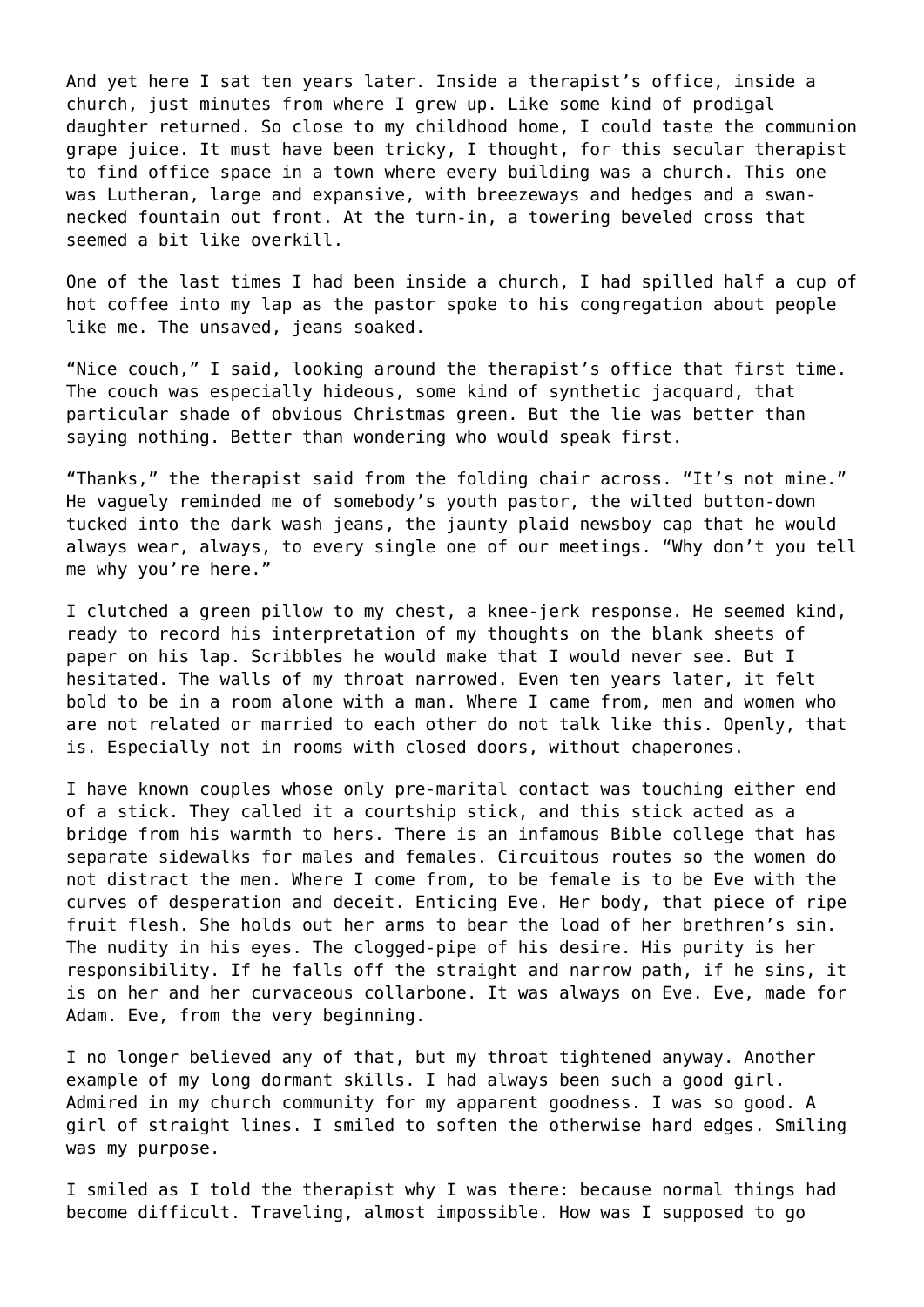And yet here I sat ten years later. Inside a therapist's office, inside a church, just minutes from where I grew up. Like some kind of prodigal daughter returned. So close to my childhood home, I could taste the communion grape juice. It must have been tricky, I thought, for this secular therapist to find office space in a town where every building was a church. This one was Lutheran, large and expansive, with breezeways and hedges and a swan-necked fountain out front. At the turn-in, a towering beveled cross that seemed a bit like overkill.

One of the last times I had been inside a church, I had spilled half a cup of hot coffee into my lap as the pastor spoke to his congregation about people like me. The unsaved, jeans soaked.

"Nice couch," I said, looking around the therapist's office that first time. The couch was especially hideous, some kind of synthetic jacquard, that particular shade of obvious Christmas green. But the lie was better than saying nothing. Better than wondering who would speak first.

"Thanks," the therapist said from the folding chair across. "It's not mine." He vaguely reminded me of somebody's youth pastor, the wilted button-down tucked into the dark wash jeans, the jaunty plaid newsboy cap that he would always wear, always, to every single one of our meetings. "Why don't you tell me why you're here."

I clutched a green pillow to my chest, a knee-jerk response. He seemed kind, ready to record his interpretation of my thoughts on the blank sheets of paper on his lap. Scribbles he would make that I would never see. But I hesitated. The walls of my throat narrowed. Even ten years later, it felt bold to be in a room alone with a man. Where I came from, men and women who are not related or married to each other do not talk like this. Openly, that is. Especially not in rooms with closed doors, without chaperones.

I have known couples whose only pre-marital contact was touching either end of a stick. They called it a courtship stick, and this stick acted as a bridge from his warmth to hers. There is an infamous Bible college that has separate sidewalks for males and females. Circuitous routes so the women do not distract the men. Where I come from, to be female is to be Eve with the curves of desperation and deceit. Enticing Eve. Her body, that piece of ripe fruit flesh. She holds out her arms to bear the load of her brethren's sin. The nudity in his eyes. The clogged-pipe of his desire. His purity is her responsibility. If he falls off the straight and narrow path, if he sins, it is on her and her curvaceous collarbone. It was always on Eve. Eve, made for Adam. Eve, from the very beginning.

I no longer believed any of that, but my throat tightened anyway. Another example of my long dormant skills. I had always been such a good girl. Admired in my church community for my apparent goodness. I was so good. A girl of straight lines. I smiled to soften the otherwise hard edges. Smiling was my purpose.

I smiled as I told the therapist why I was there: because normal things had become difficult. Traveling, almost impossible. How was I supposed to go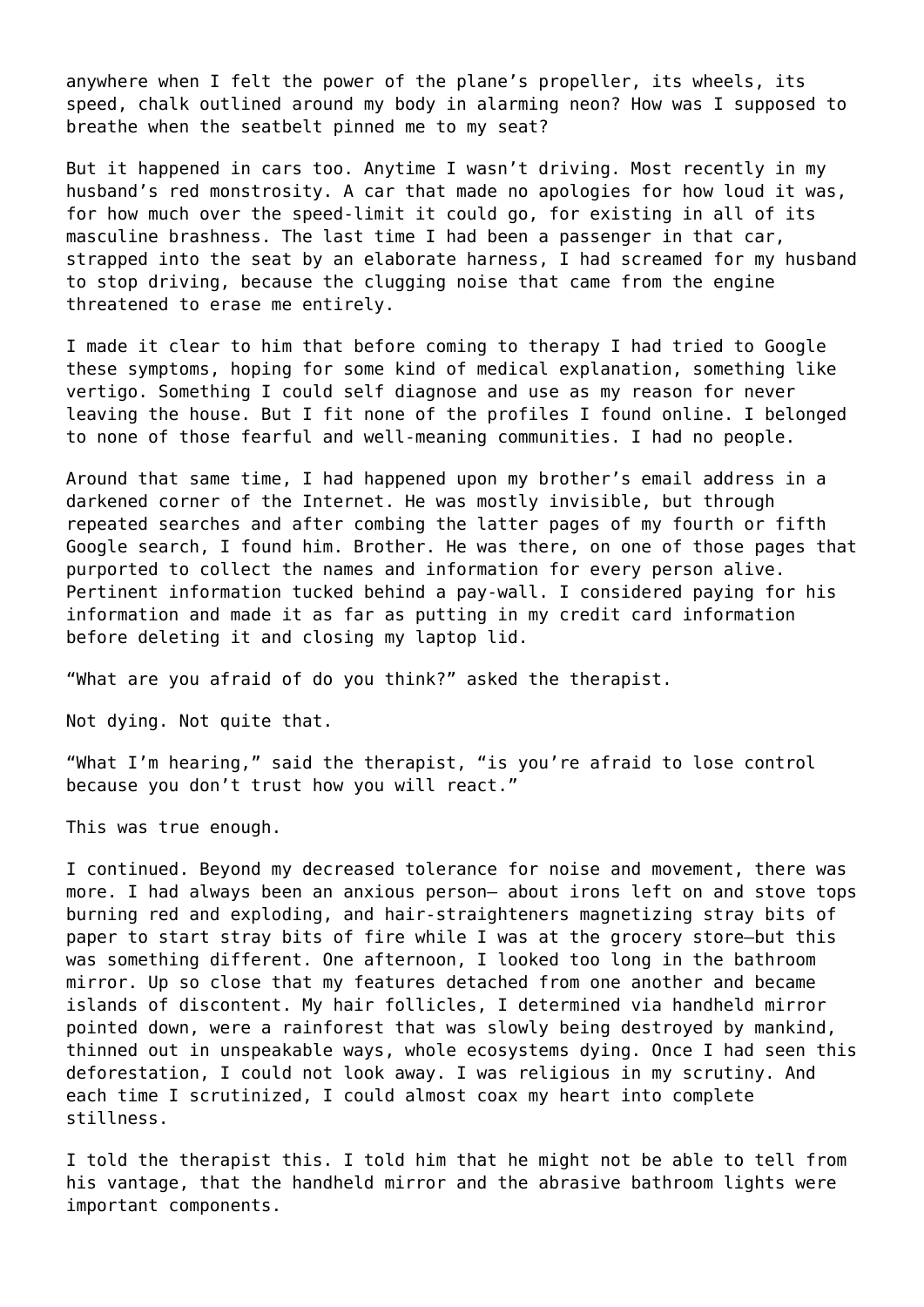anywhere when I felt the power of the plane's propeller, its wheels, its speed, chalk outlined around my body in alarming neon? How was I supposed to breathe when the seatbelt pinned me to my seat?

But it happened in cars too. Anytime I wasn't driving. Most recently in my husband's red monstrosity. A car that made no apologies for how loud it was, for how much over the speed-limit it could go, for existing in all of its masculine brashness. The last time I had been a passenger in that car, strapped into the seat by an elaborate harness, I had screamed for my husband to stop driving, because the clugging noise that came from the engine threatened to erase me entirely.

I made it clear to him that before coming to therapy I had tried to Google these symptoms, hoping for some kind of medical explanation, something like vertigo. Something I could self diagnose and use as my reason for never leaving the house. But I fit none of the profiles I found online. I belonged to none of those fearful and well-meaning communities. I had no people.

Around that same time, I had happened upon my brother's email address in a darkened corner of the Internet. He was mostly invisible, but through repeated searches and after combing the latter pages of my fourth or fifth Google search, I found him. Brother. He was there, on one of those pages that purported to collect the names and information for every person alive. Pertinent information tucked behind a pay-wall. I considered paying for his information and made it as far as putting in my credit card information before deleting it and closing my laptop lid.

"What are you afraid of do you think?" asked the therapist.

Not dying. Not quite that.

"What I'm hearing," said the therapist, "is you're afraid to lose control because you don't trust how you will react."

This was true enough.

I continued. Beyond my decreased tolerance for noise and movement, there was more. I had always been an anxious person— about irons left on and stove tops burning red and exploding, and hair-straighteners magnetizing stray bits of paper to start stray bits of fire while I was at the grocery store—but this was something different. One afternoon, I looked too long in the bathroom mirror. Up so close that my features detached from one another and became islands of discontent. My hair follicles, I determined via handheld mirror pointed down, were a rainforest that was slowly being destroyed by mankind, thinned out in unspeakable ways, whole ecosystems dying. Once I had seen this deforestation, I could not look away. I was religious in my scrutiny. And each time I scrutinized, I could almost coax my heart into complete stillness.

I told the therapist this. I told him that he might not be able to tell from his vantage, that the handheld mirror and the abrasive bathroom lights were important components.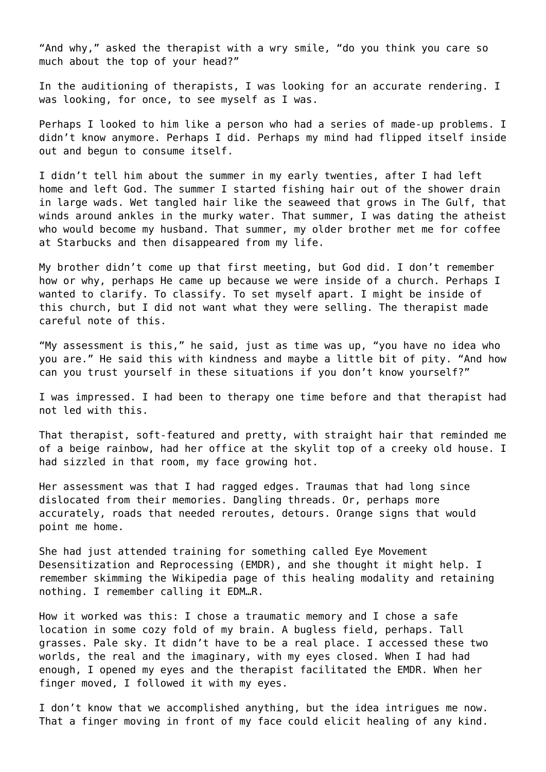"And why," asked the therapist with a wry smile, "do you think you care so much about the top of your head?"

In the auditioning of therapists, I was looking for an accurate rendering. I was looking, for once, to see myself as I was.

Perhaps I looked to him like a person who had a series of made-up problems. I didn't know anymore. Perhaps I did. Perhaps my mind had flipped itself inside out and begun to consume itself.

I didn't tell him about the summer in my early twenties, after I had left home and left God. The summer I started fishing hair out of the shower drain in large wads. Wet tangled hair like the seaweed that grows in The Gulf, that winds around ankles in the murky water. That summer, I was dating the atheist who would become my husband. That summer, my older brother met me for coffee at Starbucks and then disappeared from my life.

My brother didn't come up that first meeting, but God did. I don't remember how or why, perhaps He came up because we were inside of a church. Perhaps I wanted to clarify. To classify. To set myself apart. I might be inside of this church, but I did not want what they were selling. The therapist made careful note of this.

"My assessment is this," he said, just as time was up, "you have no idea who you are." He said this with kindness and maybe a little bit of pity. "And how can you trust yourself in these situations if you don't know yourself?"

I was impressed. I had been to therapy one time before and that therapist had not led with this.

That therapist, soft-featured and pretty, with straight hair that reminded me of a beige rainbow, had her office at the skylit top of a creeky old house. I had sizzled in that room, my face growing hot.

Her assessment was that I had ragged edges. Traumas that had long since dislocated from their memories. Dangling threads. Or, perhaps more accurately, roads that needed reroutes, detours. Orange signs that would point me home.

She had just attended training for something called Eye Movement Desensitization and Reprocessing (EMDR), and she thought it might help. I remember skimming the Wikipedia page of this healing modality and retaining nothing. I remember calling it EDM…R.

How it worked was this: I chose a traumatic memory and I chose a safe location in some cozy fold of my brain. A bugless field, perhaps. Tall grasses. Pale sky. It didn't have to be a real place. I accessed these two worlds, the real and the imaginary, with my eyes closed. When I had had enough, I opened my eyes and the therapist facilitated the EMDR. When her finger moved, I followed it with my eyes.

I don't know that we accomplished anything, but the idea intrigues me now. That a finger moving in front of my face could elicit healing of any kind.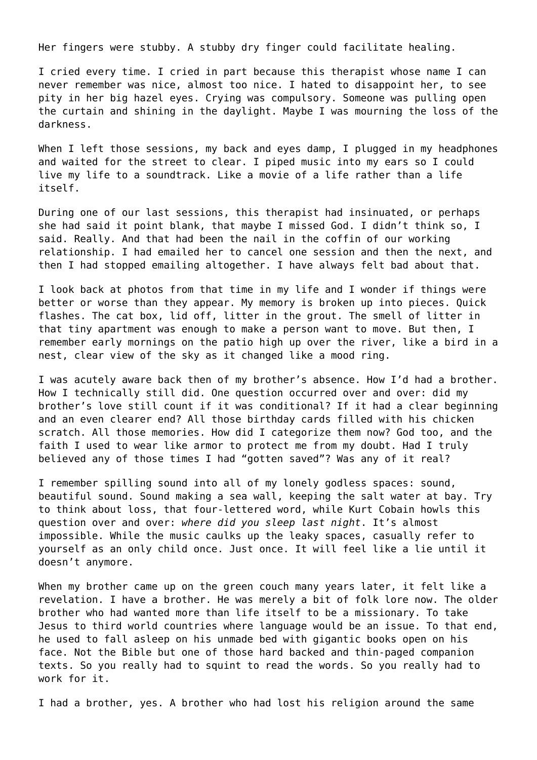Her fingers were stubby. A stubby dry finger could facilitate healing.

I cried every time. I cried in part because this therapist whose name I can never remember was nice, almost too nice. I hated to disappoint her, to see pity in her big hazel eyes. Crying was compulsory. Someone was pulling open the curtain and shining in the daylight. Maybe I was mourning the loss of the darkness.

When I left those sessions, my back and eyes damp, I plugged in my headphones and waited for the street to clear. I piped music into my ears so I could live my life to a soundtrack. Like a movie of a life rather than a life itself.

During one of our last sessions, this therapist had insinuated, or perhaps she had said it point blank, that maybe I missed God. I didn't think so, I said. Really. And that had been the nail in the coffin of our working relationship. I had emailed her to cancel one session and then the next, and then I had stopped emailing altogether. I have always felt bad about that.

I look back at photos from that time in my life and I wonder if things were better or worse than they appear. My memory is broken up into pieces. Quick flashes. The cat box, lid off, litter in the grout. The smell of litter in that tiny apartment was enough to make a person want to move. But then, I remember early mornings on the patio high up over the river, like a bird in a nest, clear view of the sky as it changed like a mood ring.

I was acutely aware back then of my brother's absence. How I'd had a brother. How I technically still did. One question occurred over and over: did my brother's love still count if it was conditional? If it had a clear beginning and an even clearer end? All those birthday cards filled with his chicken scratch. All those memories. How did I categorize them now? God too, and the faith I used to wear like armor to protect me from my doubt. Had I truly believed any of those times I had "gotten saved"? Was any of it real?

I remember spilling sound into all of my lonely godless spaces: sound, beautiful sound. Sound making a sea wall, keeping the salt water at bay. Try to think about loss, that four-lettered word, while Kurt Cobain howls this question over and over: *where did you sleep last night*. It's almost impossible. While the music caulks up the leaky spaces, casually refer to yourself as an only child once. Just once. It will feel like a lie until it doesn't anymore.

When my brother came up on the green couch many years later, it felt like a revelation. I have a brother. He was merely a bit of folk lore now. The older brother who had wanted more than life itself to be a missionary. To take Jesus to third world countries where language would be an issue. To that end, he used to fall asleep on his unmade bed with gigantic books open on his face. Not the Bible but one of those hard backed and thin-paged companion texts. So you really had to squint to read the words. So you really had to work for it.

I had a brother, yes. A brother who had lost his religion around the same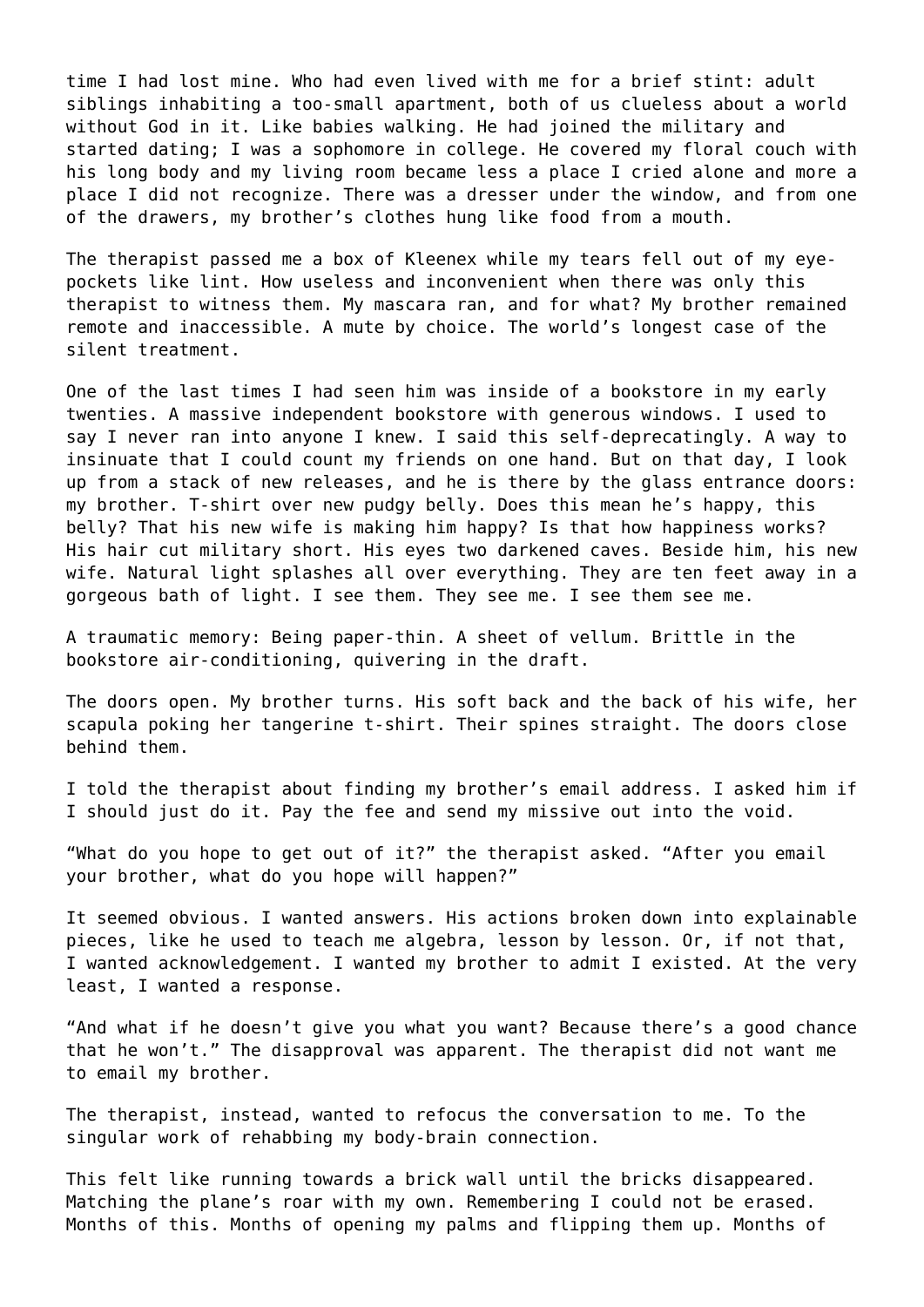time I had lost mine. Who had even lived with me for a brief stint: adult siblings inhabiting a too-small apartment, both of us clueless about a world without God in it. Like babies walking. He had joined the military and started dating; I was a sophomore in college. He covered my floral couch with his long body and my living room became less a place I cried alone and more a place I did not recognize. There was a dresser under the window, and from one of the drawers, my brother's clothes hung like food from a mouth.

The therapist passed me a box of Kleenex while my tears fell out of my eye-pockets like lint. How useless and inconvenient when there was only this therapist to witness them. My mascara ran, and for what? My brother remained remote and inaccessible. A mute by choice. The world's longest case of the silent treatment.

One of the last times I had seen him was inside of a bookstore in my early twenties. A massive independent bookstore with generous windows. I used to say I never ran into anyone I knew. I said this self-deprecatingly. A way to insinuate that I could count my friends on one hand. But on that day, I look up from a stack of new releases, and he is there by the glass entrance doors: my brother. T-shirt over new pudgy belly. Does this mean he's happy, this belly? That his new wife is making him happy? Is that how happiness works? His hair cut military short. His eyes two darkened caves. Beside him, his new wife. Natural light splashes all over everything. They are ten feet away in a gorgeous bath of light. I see them. They see me. I see them see me.

A traumatic memory: Being paper-thin. A sheet of vellum. Brittle in the bookstore air-conditioning, quivering in the draft.

The doors open. My brother turns. His soft back and the back of his wife, her scapula poking her tangerine t-shirt. Their spines straight. The doors close behind them.

I told the therapist about finding my brother's email address. I asked him if I should just do it. Pay the fee and send my missive out into the void.

"What do you hope to get out of it?" the therapist asked. "After you email your brother, what do you hope will happen?"

It seemed obvious. I wanted answers. His actions broken down into explainable pieces, like he used to teach me algebra, lesson by lesson. Or, if not that, I wanted acknowledgement. I wanted my brother to admit I existed. At the very least, I wanted a response.

"And what if he doesn't give you what you want? Because there's a good chance that he won't." The disapproval was apparent. The therapist did not want me to email my brother.

The therapist, instead, wanted to refocus the conversation to me. To the singular work of rehabbing my body-brain connection.

This felt like running towards a brick wall until the bricks disappeared. Matching the plane's roar with my own. Remembering I could not be erased. Months of this. Months of opening my palms and flipping them up. Months of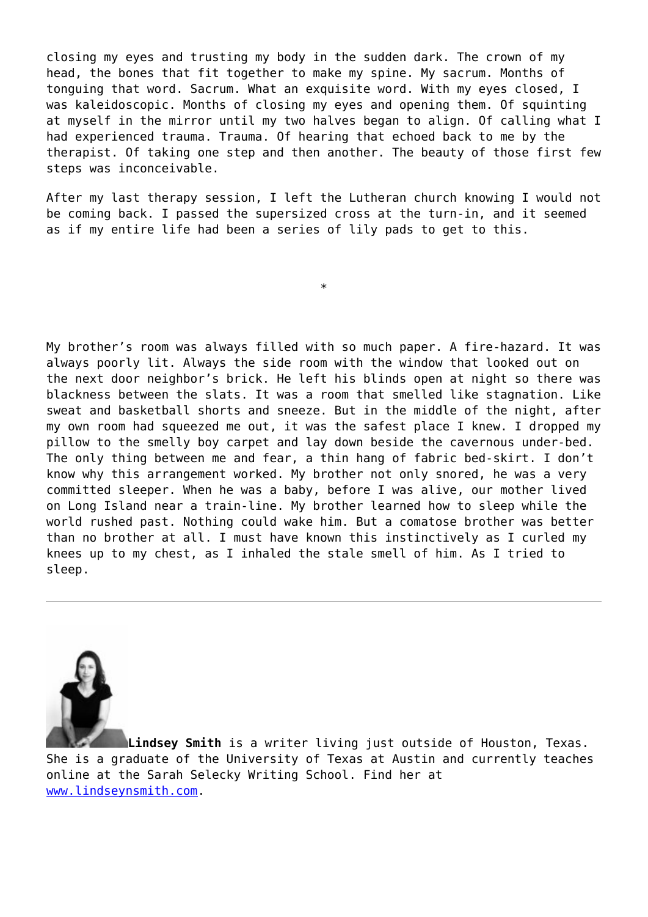closing my eyes and trusting my body in the sudden dark. The crown of my head, the bones that fit together to make my spine. My sacrum. Months of tonguing that word. Sacrum. What an exquisite word. With my eyes closed, I was kaleidoscopic. Months of closing my eyes and opening them. Of squinting at myself in the mirror until my two halves began to align. Of calling what I had experienced trauma. Trauma. Of hearing that echoed back to me by the therapist. Of taking one step and then another. The beauty of those first few steps was inconceivable.

After my last therapy session, I left the Lutheran church knowing I would not be coming back. I passed the supersized cross at the turn-in, and it seemed as if my entire life had been a series of lily pads to get to this.

*

My brother's room was always filled with so much paper. A fire-hazard. It was always poorly lit. Always the side room with the window that looked out on the next door neighbor's brick. He left his blinds open at night so there was blackness between the slats. It was a room that smelled like stagnation. Like sweat and basketball shorts and sneeze. But in the middle of the night, after my own room had squeezed me out, it was the safest place I knew. I dropped my pillow to the smelly boy carpet and lay down beside the cavernous under-bed. The only thing between me and fear, a thin hang of fabric bed-skirt. I don't know why this arrangement worked. My brother not only snored, he was a very committed sleeper. When he was a baby, before I was alive, our mother lived on Long Island near a train-line. My brother learned how to sleep while the world rushed past. Nothing could wake him. But a comatose brother was better than no brother at all. I must have known this instinctively as I curled my knees up to my chest, as I inhaled the stale smell of him. As I tried to sleep.

---

**Lindsey Smith** is a writer living just outside of Houston, Texas. She is a graduate of the University of Texas at Austin and currently teaches online at the Sarah Selecky Writing School. Find her at [www.lindseynsmith.com](http://www.lindseynsmith.com).